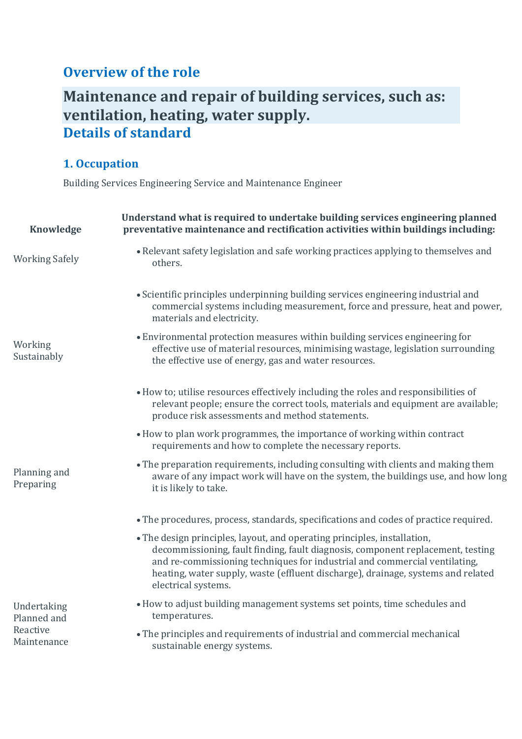## Overview of the role

# Maintenance and repair of building services, such as: ventilation, heating, water supply.

## Details of standard

### 1. Occupation

Building Services Engineering Service and Maintenance Engineer

| Knowledge | Understand what is required to undertake building services engineering planned preventative maintenance and rectification activities within buildings including: |
|---|---|
| Working Safely | • Relevant safety legislation and safe working practices applying to themselves and others.<br>• Scientific principles underpinning building services engineering industrial and commercial systems including measurement, force and pressure, heat and power, materials and electricity. |
| Working Sustainably | • Environmental protection measures within building services engineering for effective use of material resources, minimising wastage, legislation surrounding the effective use of energy, gas and water resources. |
| Planning and Preparing | • How to; utilise resources effectively including the roles and responsibilities of relevant people; ensure the correct tools, materials and equipment are available; produce risk assessments and method statements.<br>• How to plan work programmes, the importance of working within contract requirements and how to complete the necessary reports.<br>• The preparation requirements, including consulting with clients and making them aware of any impact work will have on the system, the buildings use, and how long it is likely to take. |
| Undertaking Planned and Reactive Maintenance | • The procedures, process, standards, specifications and codes of practice required.<br>• The design principles, layout, and operating principles, installation, decommissioning, fault finding, fault diagnosis, component replacement, testing and re-commissioning techniques for industrial and commercial ventilating, heating, water supply, waste (effluent discharge), drainage, systems and related electrical systems.<br>• How to adjust building management systems set points, time schedules and temperatures.<br>• The principles and requirements of industrial and commercial mechanical sustainable energy systems. |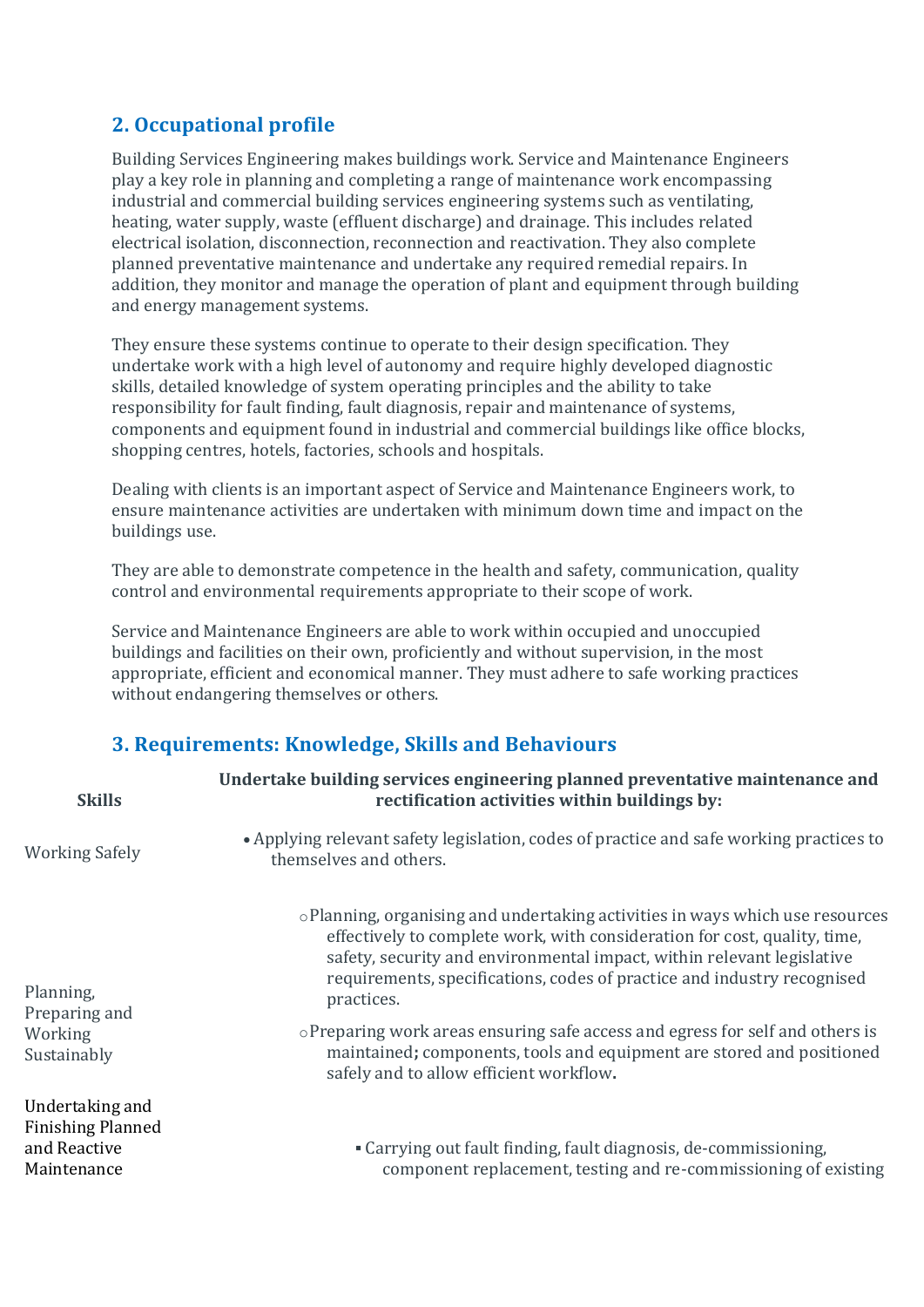## 2. Occupational profile

Building Services Engineering makes buildings work. Service and Maintenance Engineers play a key role in planning and completing a range of maintenance work encompassing industrial and commercial building services engineering systems such as ventilating, heating, water supply, waste (effluent discharge) and drainage. This includes related electrical isolation, disconnection, reconnection and reactivation. They also complete planned preventative maintenance and undertake any required remedial repairs. In addition, they monitor and manage the operation of plant and equipment through building and energy management systems.

They ensure these systems continue to operate to their design specification. They undertake work with a high level of autonomy and require highly developed diagnostic skills, detailed knowledge of system operating principles and the ability to take responsibility for fault finding, fault diagnosis, repair and maintenance of systems, components and equipment found in industrial and commercial buildings like office blocks, shopping centres, hotels, factories, schools and hospitals.

Dealing with clients is an important aspect of Service and Maintenance Engineers work, to ensure maintenance activities are undertaken with minimum down time and impact on the buildings use.

They are able to demonstrate competence in the health and safety, communication, quality control and environmental requirements appropriate to their scope of work.

Service and Maintenance Engineers are able to work within occupied and unoccupied buildings and facilities on their own, proficiently and without supervision, in the most appropriate, efficient and economical manner. They must adhere to safe working practices without endangering themselves or others.

## 3. Requirements: Knowledge, Skills and Behaviours

| Skills | Undertake building services engineering planned preventative maintenance and rectification activities within buildings by: |
|---|---|
| Working Safely | • Applying relevant safety legislation, codes of practice and safe working practices to themselves and others. |
| Planning, Preparing and Working Sustainably | ○ Planning, organising and undertaking activities in ways which use resources effectively to complete work, with consideration for cost, quality, time, safety, security and environmental impact, within relevant legislative requirements, specifications, codes of practice and industry recognised practices.<br>○ Preparing work areas ensuring safe access and egress for self and others is maintained**;** components, tools and equipment are stored and positioned safely and to allow efficient workflow**.** |
| Undertaking and Finishing Planned and Reactive Maintenance | ▪ Carrying out fault finding, fault diagnosis, de-commissioning, component replacement, testing and re-commissioning of existing |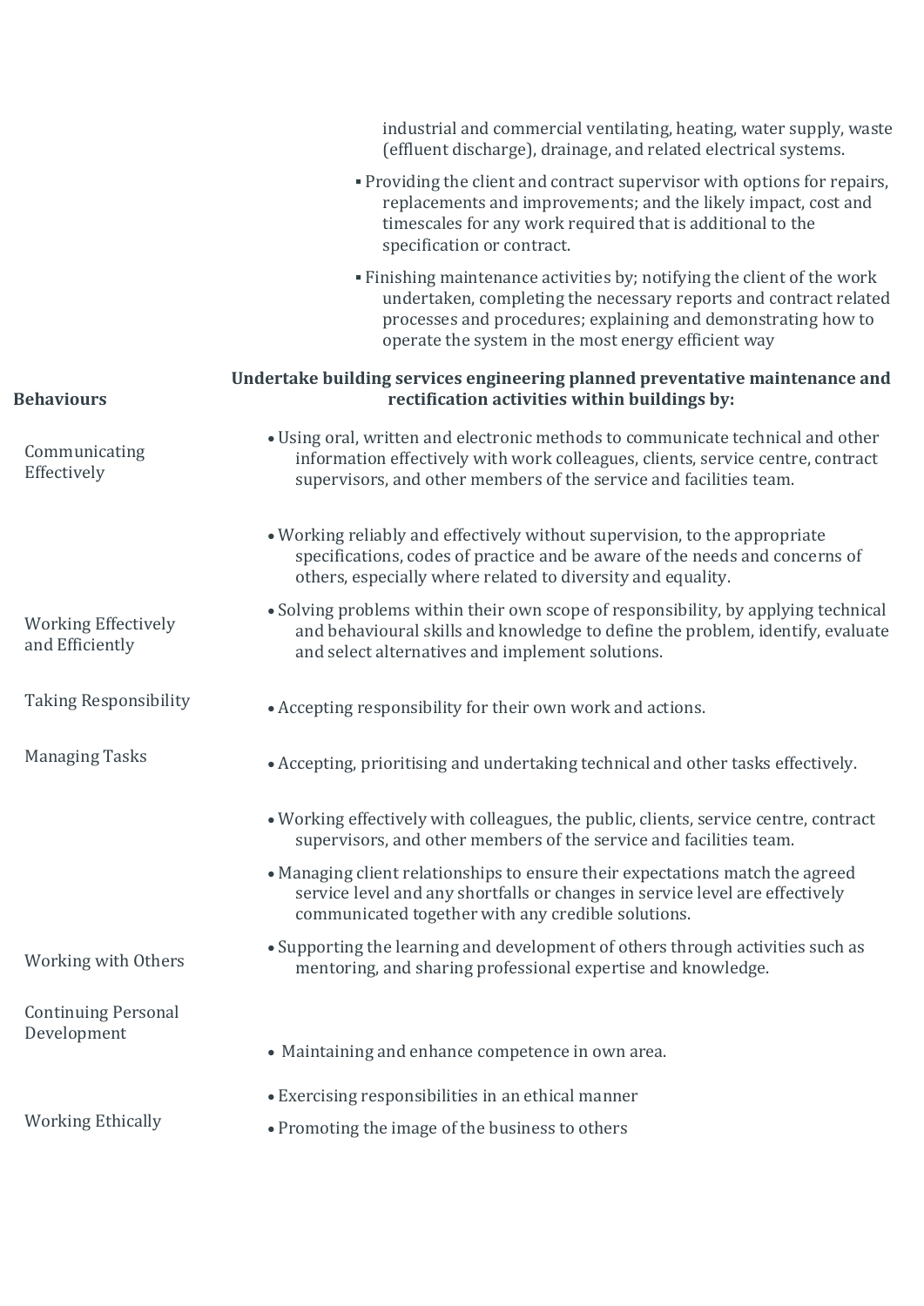industrial and commercial ventilating, heating, water supply, waste (effluent discharge), drainage, and related electrical systems.

- Providing the client and contract supervisor with options for repairs, replacements and improvements; and the likely impact, cost and timescales for any work required that is additional to the specification or contract.
- Finishing maintenance activities by; notifying the client of the work undertaken, completing the necessary reports and contract related processes and procedures; explaining and demonstrating how to operate the system in the most energy efficient way

| **Behaviours** | **Undertake building services engineering planned preventative maintenance and rectification activities within buildings by:** |
|---|---|
| Communicating Effectively | • Using oral, written and electronic methods to communicate technical and other information effectively with work colleagues, clients, service centre, contract supervisors, and other members of the service and facilities team. |
| Working Effectively and Efficiently | • Working reliably and effectively without supervision, to the appropriate specifications, codes of practice and be aware of the needs and concerns of others, especially where related to diversity and equality.<br>• Solving problems within their own scope of responsibility, by applying technical and behavioural skills and knowledge to define the problem, identify, evaluate and select alternatives and implement solutions. |
| Taking Responsibility | • Accepting responsibility for their own work and actions. |
| Managing Tasks | • Accepting, prioritising and undertaking technical and other tasks effectively. |
| Working with Others | • Working effectively with colleagues, the public, clients, service centre, contract supervisors, and other members of the service and facilities team.<br>• Managing client relationships to ensure their expectations match the agreed service level and any shortfalls or changes in service level are effectively communicated together with any credible solutions.<br>• Supporting the learning and development of others through activities such as mentoring, and sharing professional expertise and knowledge. |
| Continuing Personal Development | • Maintaining and enhance competence in own area. |
| Working Ethically | • Exercising responsibilities in an ethical manner<br>• Promoting the image of the business to others |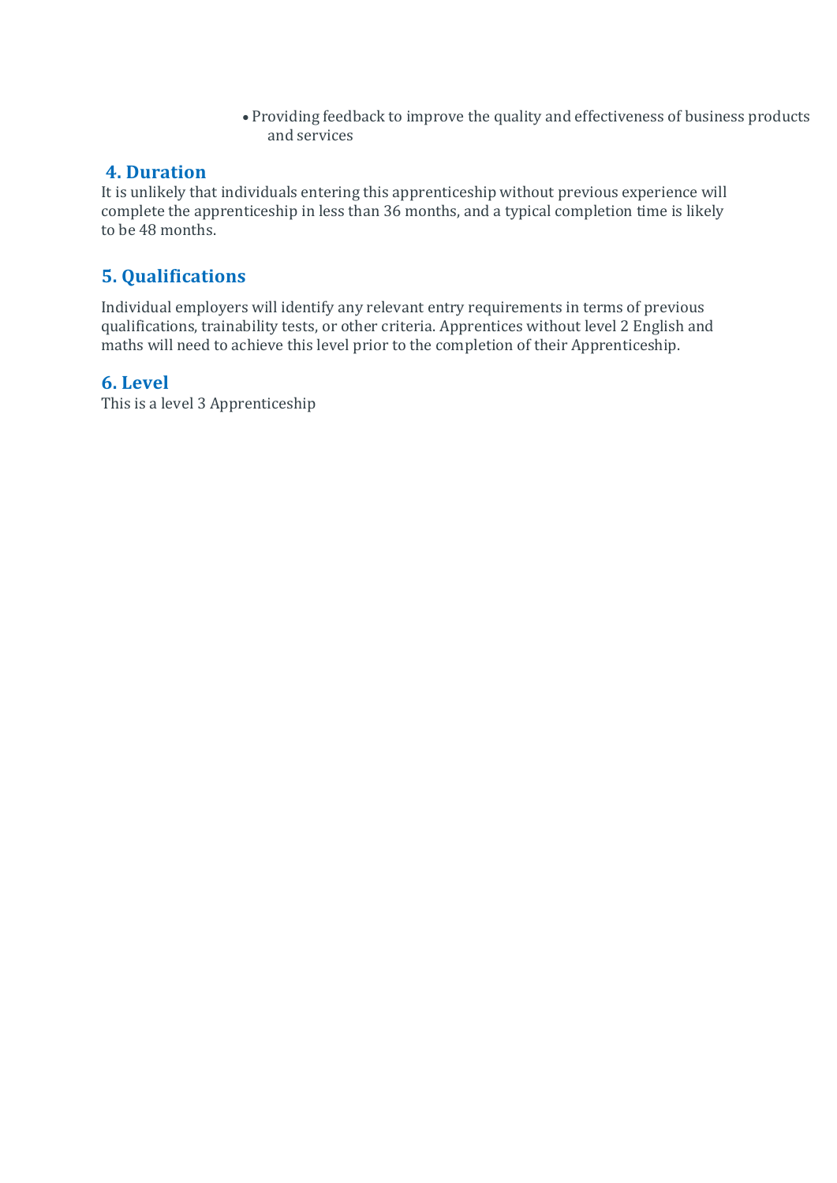- Providing feedback to improve the quality and effectiveness of business products and services

## 4. Duration

It is unlikely that individuals entering this apprenticeship without previous experience will complete the apprenticeship in less than 36 months, and a typical completion time is likely to be 48 months.

## 5. Qualifications

Individual employers will identify any relevant entry requirements in terms of previous qualifications, trainability tests, or other criteria. Apprentices without level 2 English and maths will need to achieve this level prior to the completion of their Apprenticeship.

## 6. Level

This is a level 3 Apprenticeship